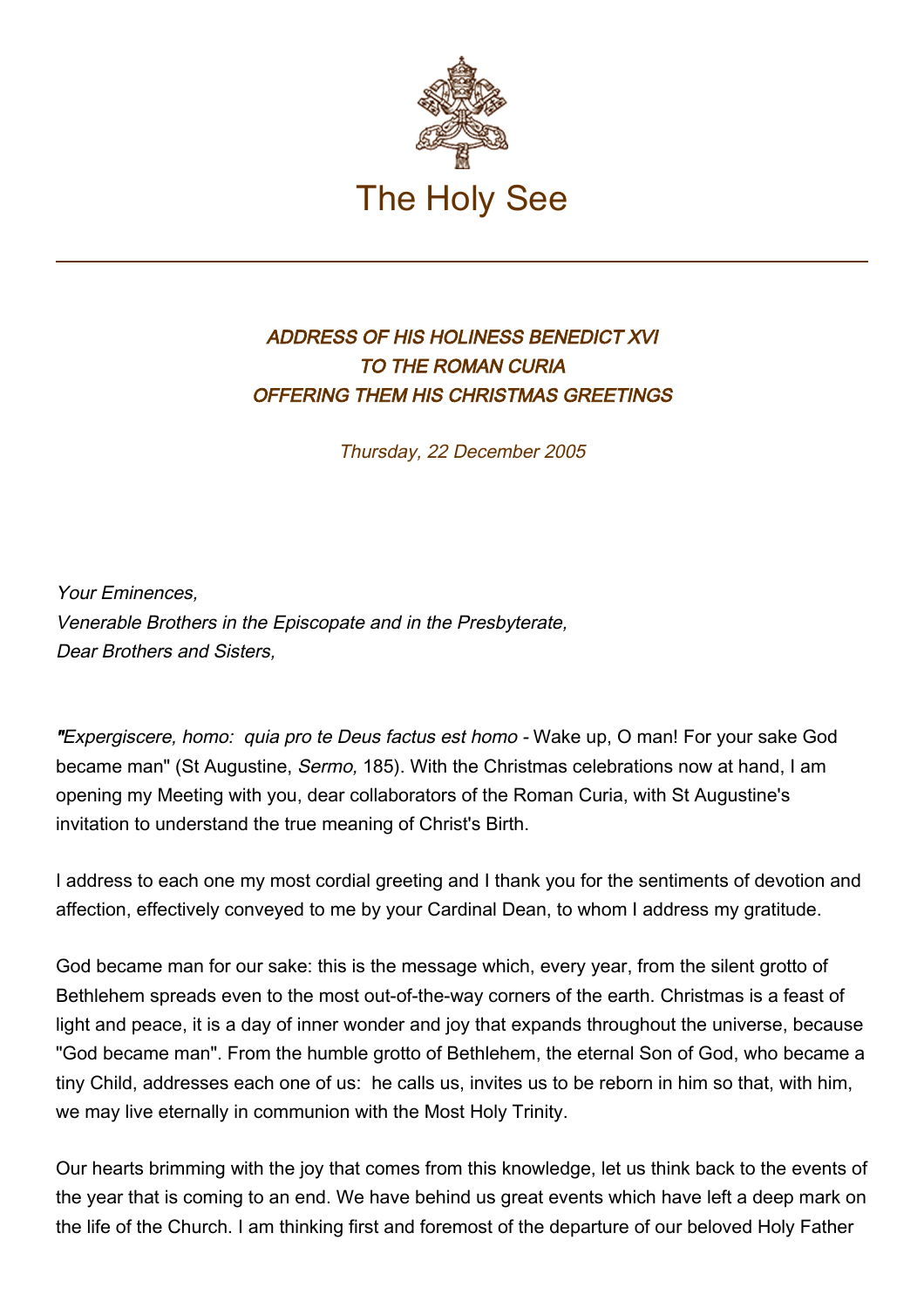The Holy See

# *ADDRESS OF HIS HOLINESS BENEDICT XVI TO THE ROMAN CURIA OFFERING THEM HIS CHRISTMAS GREETINGS*

*Thursday, 22 December 2005*

*Your Eminences,*
*Venerable Brothers in the Episcopate and in the Presbyterate,*
*Dear Brothers and Sisters,*

"*Expergiscere, homo: quia pro te Deus factus est homo* - Wake up, O man! For your sake God became man" (St Augustine, *Sermo,* 185). With the Christmas celebrations now at hand, I am opening my Meeting with you, dear collaborators of the Roman Curia, with St Augustine's invitation to understand the true meaning of Christ's Birth.

I address to each one my most cordial greeting and I thank you for the sentiments of devotion and affection, effectively conveyed to me by your Cardinal Dean, to whom I address my gratitude.

God became man for our sake: this is the message which, every year, from the silent grotto of Bethlehem spreads even to the most out-of-the-way corners of the earth. Christmas is a feast of light and peace, it is a day of inner wonder and joy that expands throughout the universe, because "God became man". From the humble grotto of Bethlehem, the eternal Son of God, who became a tiny Child, addresses each one of us: he calls us, invites us to be reborn in him so that, with him, we may live eternally in communion with the Most Holy Trinity.

Our hearts brimming with the joy that comes from this knowledge, let us think back to the events of the year that is coming to an end. We have behind us great events which have left a deep mark on the life of the Church. I am thinking first and foremost of the departure of our beloved Holy Father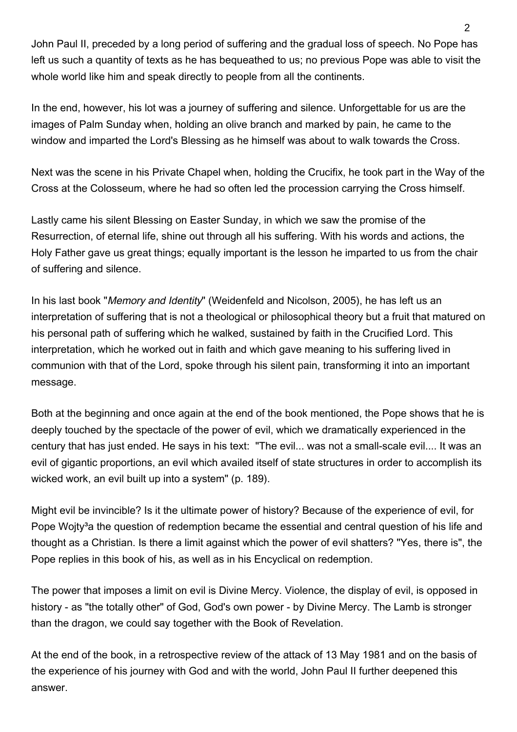John Paul II, preceded by a long period of suffering and the gradual loss of speech. No Pope has left us such a quantity of texts as he has bequeathed to us; no previous Pope was able to visit the whole world like him and speak directly to people from all the continents.

In the end, however, his lot was a journey of suffering and silence. Unforgettable for us are the images of Palm Sunday when, holding an olive branch and marked by pain, he came to the window and imparted the Lord's Blessing as he himself was about to walk towards the Cross.

Next was the scene in his Private Chapel when, holding the Crucifix, he took part in the Way of the Cross at the Colosseum, where he had so often led the procession carrying the Cross himself.

Lastly came his silent Blessing on Easter Sunday, in which we saw the promise of the Resurrection, of eternal life, shine out through all his suffering. With his words and actions, the Holy Father gave us great things; equally important is the lesson he imparted to us from the chair of suffering and silence.

In his last book "*Memory and Identity*" (Weidenfeld and Nicolson, 2005), he has left us an interpretation of suffering that is not a theological or philosophical theory but a fruit that matured on his personal path of suffering which he walked, sustained by faith in the Crucified Lord. This interpretation, which he worked out in faith and which gave meaning to his suffering lived in communion with that of the Lord, spoke through his silent pain, transforming it into an important message.

Both at the beginning and once again at the end of the book mentioned, the Pope shows that he is deeply touched by the spectacle of the power of evil, which we dramatically experienced in the century that has just ended. He says in his text: "The evil... was not a small-scale evil.... It was an evil of gigantic proportions, an evil which availed itself of state structures in order to accomplish its wicked work, an evil built up into a system" (p. 189).

Might evil be invincible? Is it the ultimate power of history? Because of the experience of evil, for Pope Wojty³a the question of redemption became the essential and central question of his life and thought as a Christian. Is there a limit against which the power of evil shatters? "Yes, there is", the Pope replies in this book of his, as well as in his Encyclical on redemption.

The power that imposes a limit on evil is Divine Mercy. Violence, the display of evil, is opposed in history - as "the totally other" of God, God's own power - by Divine Mercy. The Lamb is stronger than the dragon, we could say together with the Book of Revelation.

At the end of the book, in a retrospective review of the attack of 13 May 1981 and on the basis of the experience of his journey with God and with the world, John Paul II further deepened this answer.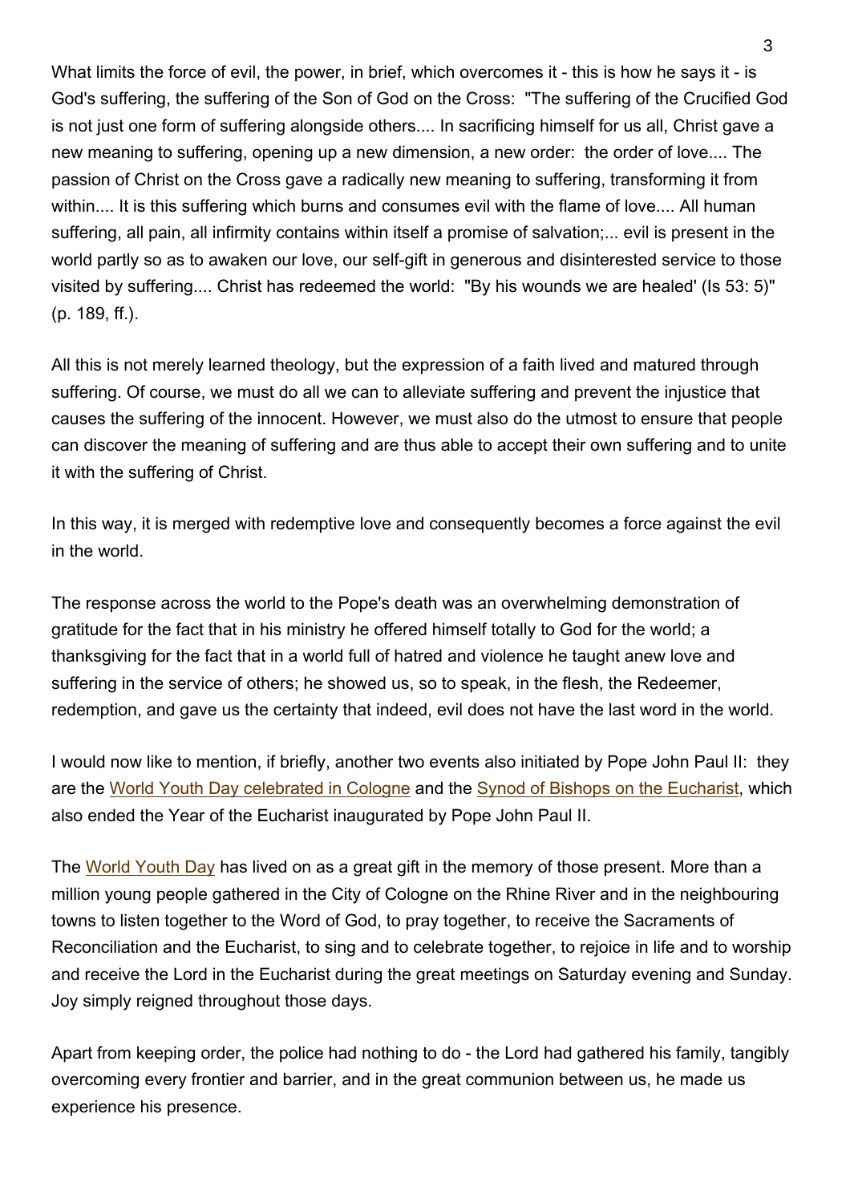What limits the force of evil, the power, in brief, which overcomes it - this is how he says it - is God's suffering, the suffering of the Son of God on the Cross: "The suffering of the Crucified God is not just one form of suffering alongside others.... In sacrificing himself for us all, Christ gave a new meaning to suffering, opening up a new dimension, a new order: the order of love.... The passion of Christ on the Cross gave a radically new meaning to suffering, transforming it from within.... It is this suffering which burns and consumes evil with the flame of love.... All human suffering, all pain, all infirmity contains within itself a promise of salvation;... evil is present in the world partly so as to awaken our love, our self-gift in generous and disinterested service to those visited by suffering.... Christ has redeemed the world: "By his wounds we are healed' (Is 53: 5)" (p. 189, ff.).

All this is not merely learned theology, but the expression of a faith lived and matured through suffering. Of course, we must do all we can to alleviate suffering and prevent the injustice that causes the suffering of the innocent. However, we must also do the utmost to ensure that people can discover the meaning of suffering and are thus able to accept their own suffering and to unite it with the suffering of Christ.

In this way, it is merged with redemptive love and consequently becomes a force against the evil in the world.

The response across the world to the Pope's death was an overwhelming demonstration of gratitude for the fact that in his ministry he offered himself totally to God for the world; a thanksgiving for the fact that in a world full of hatred and violence he taught anew love and suffering in the service of others; he showed us, so to speak, in the flesh, the Redeemer, redemption, and gave us the certainty that indeed, evil does not have the last word in the world.

I would now like to mention, if briefly, another two events also initiated by Pope John Paul II: they are the World Youth Day celebrated in Cologne and the Synod of Bishops on the Eucharist, which also ended the Year of the Eucharist inaugurated by Pope John Paul II.

The World Youth Day has lived on as a great gift in the memory of those present. More than a million young people gathered in the City of Cologne on the Rhine River and in the neighbouring towns to listen together to the Word of God, to pray together, to receive the Sacraments of Reconciliation and the Eucharist, to sing and to celebrate together, to rejoice in life and to worship and receive the Lord in the Eucharist during the great meetings on Saturday evening and Sunday. Joy simply reigned throughout those days.

Apart from keeping order, the police had nothing to do - the Lord had gathered his family, tangibly overcoming every frontier and barrier, and in the great communion between us, he made us experience his presence.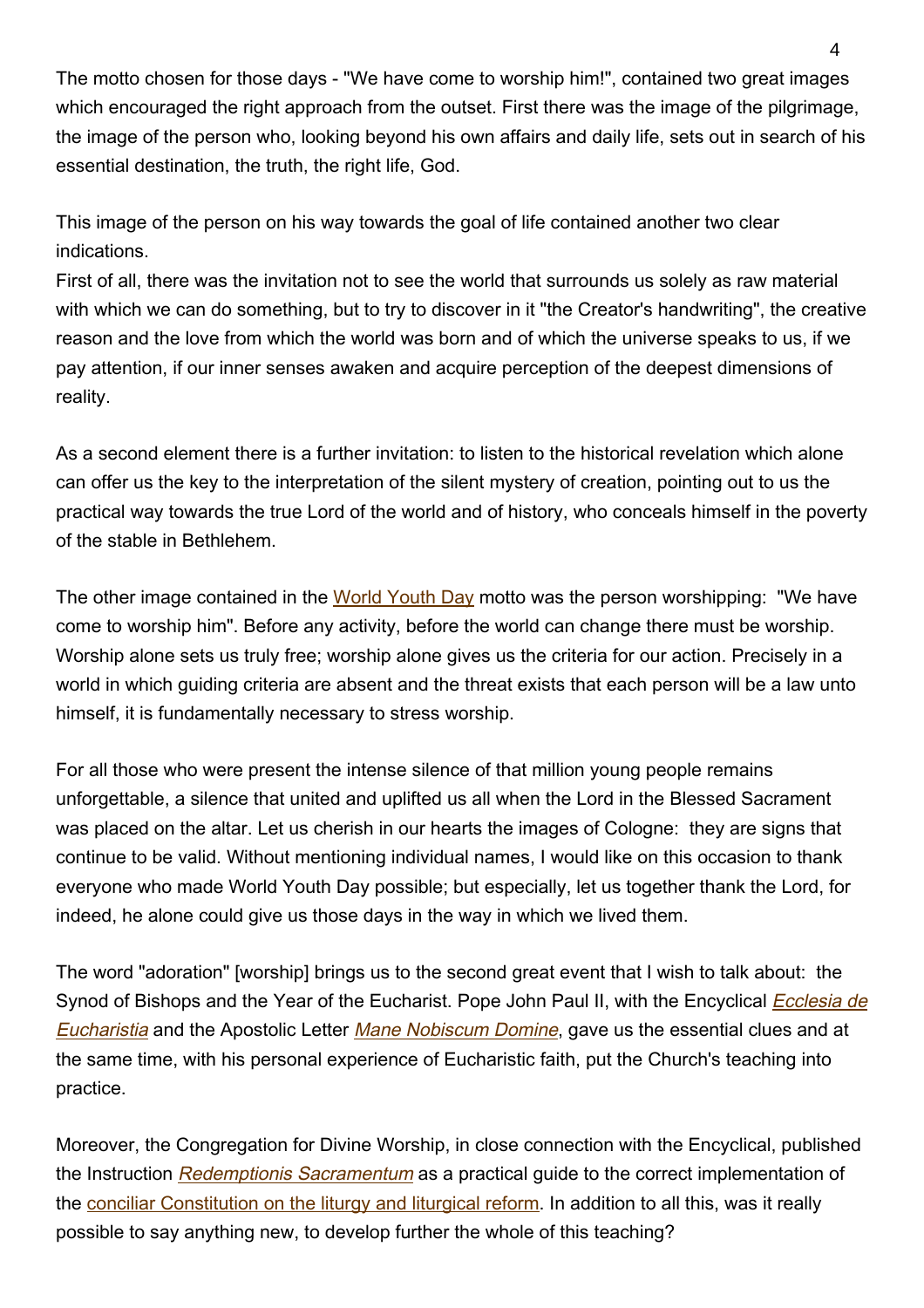The motto chosen for those days - "We have come to worship him!", contained two great images which encouraged the right approach from the outset. First there was the image of the pilgrimage, the image of the person who, looking beyond his own affairs and daily life, sets out in search of his essential destination, the truth, the right life, God.

This image of the person on his way towards the goal of life contained another two clear indications.
First of all, there was the invitation not to see the world that surrounds us solely as raw material with which we can do something, but to try to discover in it "the Creator's handwriting", the creative reason and the love from which the world was born and of which the universe speaks to us, if we pay attention, if our inner senses awaken and acquire perception of the deepest dimensions of reality.

As a second element there is a further invitation: to listen to the historical revelation which alone can offer us the key to the interpretation of the silent mystery of creation, pointing out to us the practical way towards the true Lord of the world and of history, who conceals himself in the poverty of the stable in Bethlehem.

The other image contained in the World Youth Day motto was the person worshipping: "We have come to worship him". Before any activity, before the world can change there must be worship. Worship alone sets us truly free; worship alone gives us the criteria for our action. Precisely in a world in which guiding criteria are absent and the threat exists that each person will be a law unto himself, it is fundamentally necessary to stress worship.

For all those who were present the intense silence of that million young people remains unforgettable, a silence that united and uplifted us all when the Lord in the Blessed Sacrament was placed on the altar. Let us cherish in our hearts the images of Cologne: they are signs that continue to be valid. Without mentioning individual names, I would like on this occasion to thank everyone who made World Youth Day possible; but especially, let us together thank the Lord, for indeed, he alone could give us those days in the way in which we lived them.

The word "adoration" [worship] brings us to the second great event that I wish to talk about: the Synod of Bishops and the Year of the Eucharist. Pope John Paul II, with the Encyclical *Ecclesia de Eucharistia* and the Apostolic Letter *Mane Nobiscum Domine*, gave us the essential clues and at the same time, with his personal experience of Eucharistic faith, put the Church's teaching into practice.

Moreover, the Congregation for Divine Worship, in close connection with the Encyclical, published the Instruction *Redemptionis Sacramentum* as a practical guide to the correct implementation of the conciliar Constitution on the liturgy and liturgical reform. In addition to all this, was it really possible to say anything new, to develop further the whole of this teaching?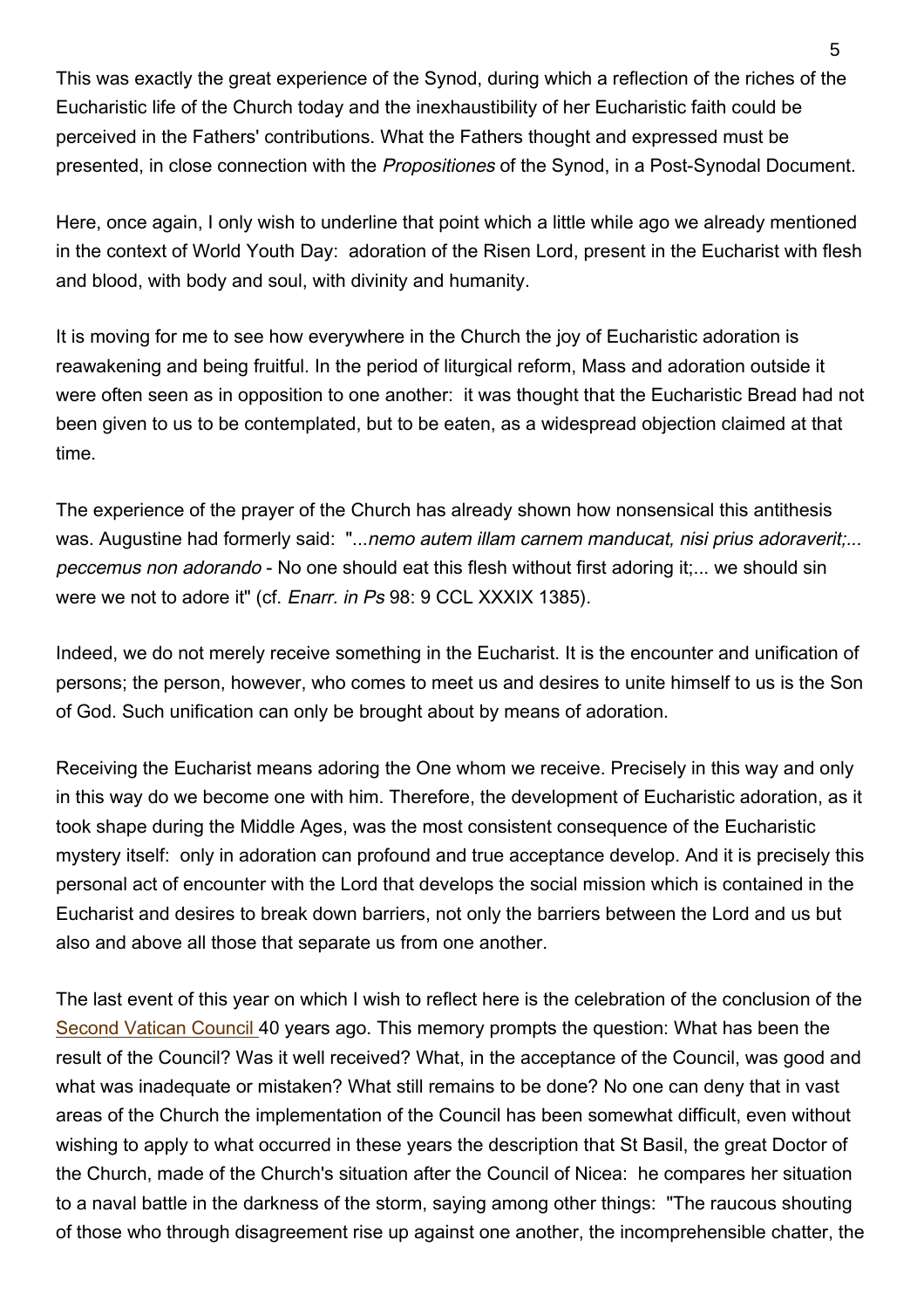This was exactly the great experience of the Synod, during which a reflection of the riches of the Eucharistic life of the Church today and the inexhaustibility of her Eucharistic faith could be perceived in the Fathers' contributions. What the Fathers thought and expressed must be presented, in close connection with the *Propositiones* of the Synod, in a Post-Synodal Document.

Here, once again, I only wish to underline that point which a little while ago we already mentioned in the context of World Youth Day: adoration of the Risen Lord, present in the Eucharist with flesh and blood, with body and soul, with divinity and humanity.

It is moving for me to see how everywhere in the Church the joy of Eucharistic adoration is reawakening and being fruitful. In the period of liturgical reform, Mass and adoration outside it were often seen as in opposition to one another: it was thought that the Eucharistic Bread had not been given to us to be contemplated, but to be eaten, as a widespread objection claimed at that time.

The experience of the prayer of the Church has already shown how nonsensical this antithesis was. Augustine had formerly said: "...*nemo autem illam carnem manducat, nisi prius adoraverit;... peccemus non adorando* - No one should eat this flesh without first adoring it;... we should sin were we not to adore it" (cf. *Enarr. in Ps* 98: 9 CCL XXXIX 1385).

Indeed, we do not merely receive something in the Eucharist. It is the encounter and unification of persons; the person, however, who comes to meet us and desires to unite himself to us is the Son of God. Such unification can only be brought about by means of adoration.

Receiving the Eucharist means adoring the One whom we receive. Precisely in this way and only in this way do we become one with him. Therefore, the development of Eucharistic adoration, as it took shape during the Middle Ages, was the most consistent consequence of the Eucharistic mystery itself: only in adoration can profound and true acceptance develop. And it is precisely this personal act of encounter with the Lord that develops the social mission which is contained in the Eucharist and desires to break down barriers, not only the barriers between the Lord and us but also and above all those that separate us from one another.

The last event of this year on which I wish to reflect here is the celebration of the conclusion of the Second Vatican Council 40 years ago. This memory prompts the question: What has been the result of the Council? Was it well received? What, in the acceptance of the Council, was good and what was inadequate or mistaken? What still remains to be done? No one can deny that in vast areas of the Church the implementation of the Council has been somewhat difficult, even without wishing to apply to what occurred in these years the description that St Basil, the great Doctor of the Church, made of the Church's situation after the Council of Nicea: he compares her situation to a naval battle in the darkness of the storm, saying among other things: "The raucous shouting of those who through disagreement rise up against one another, the incomprehensible chatter, the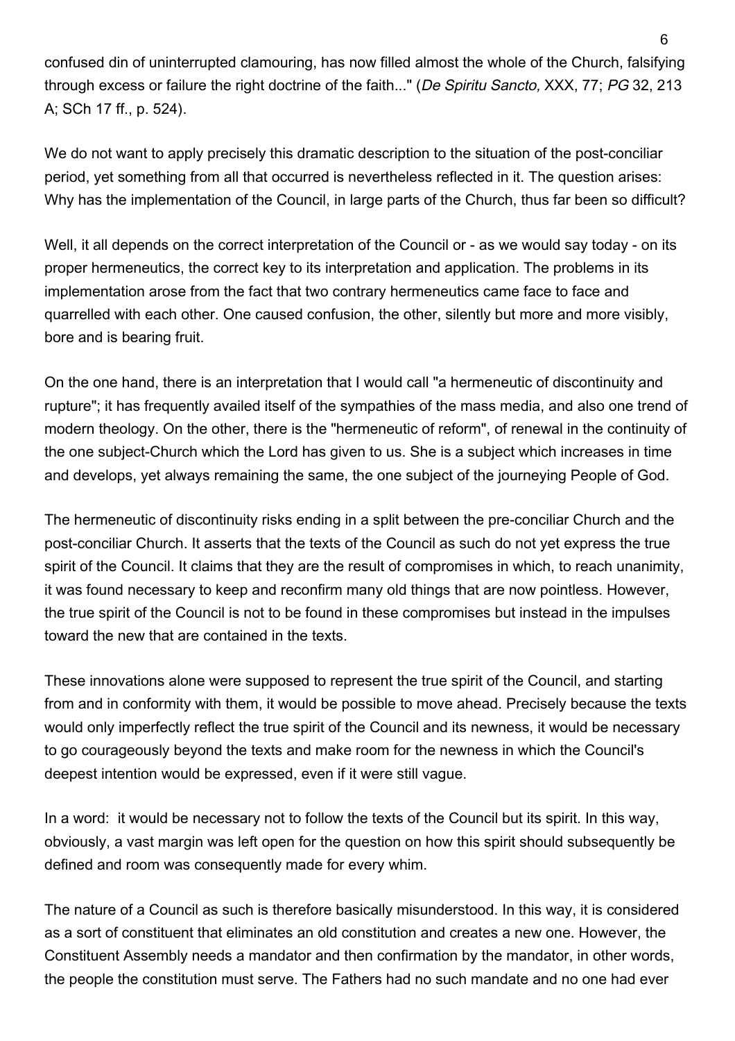confused din of uninterrupted clamouring, has now filled almost the whole of the Church, falsifying through excess or failure the right doctrine of the faith..." (*De Spiritu Sancto,* XXX, 77; *PG* 32, 213 A; SCh 17 ff., p. 524).

We do not want to apply precisely this dramatic description to the situation of the post-conciliar period, yet something from all that occurred is nevertheless reflected in it. The question arises: Why has the implementation of the Council, in large parts of the Church, thus far been so difficult?

Well, it all depends on the correct interpretation of the Council or - as we would say today - on its proper hermeneutics, the correct key to its interpretation and application. The problems in its implementation arose from the fact that two contrary hermeneutics came face to face and quarrelled with each other. One caused confusion, the other, silently but more and more visibly, bore and is bearing fruit.

On the one hand, there is an interpretation that I would call "a hermeneutic of discontinuity and rupture"; it has frequently availed itself of the sympathies of the mass media, and also one trend of modern theology. On the other, there is the "hermeneutic of reform", of renewal in the continuity of the one subject-Church which the Lord has given to us. She is a subject which increases in time and develops, yet always remaining the same, the one subject of the journeying People of God.

The hermeneutic of discontinuity risks ending in a split between the pre-conciliar Church and the post-conciliar Church. It asserts that the texts of the Council as such do not yet express the true spirit of the Council. It claims that they are the result of compromises in which, to reach unanimity, it was found necessary to keep and reconfirm many old things that are now pointless. However, the true spirit of the Council is not to be found in these compromises but instead in the impulses toward the new that are contained in the texts.

These innovations alone were supposed to represent the true spirit of the Council, and starting from and in conformity with them, it would be possible to move ahead. Precisely because the texts would only imperfectly reflect the true spirit of the Council and its newness, it would be necessary to go courageously beyond the texts and make room for the newness in which the Council's deepest intention would be expressed, even if it were still vague.

In a word: it would be necessary not to follow the texts of the Council but its spirit. In this way, obviously, a vast margin was left open for the question on how this spirit should subsequently be defined and room was consequently made for every whim.

The nature of a Council as such is therefore basically misunderstood. In this way, it is considered as a sort of constituent that eliminates an old constitution and creates a new one. However, the Constituent Assembly needs a mandator and then confirmation by the mandator, in other words, the people the constitution must serve. The Fathers had no such mandate and no one had ever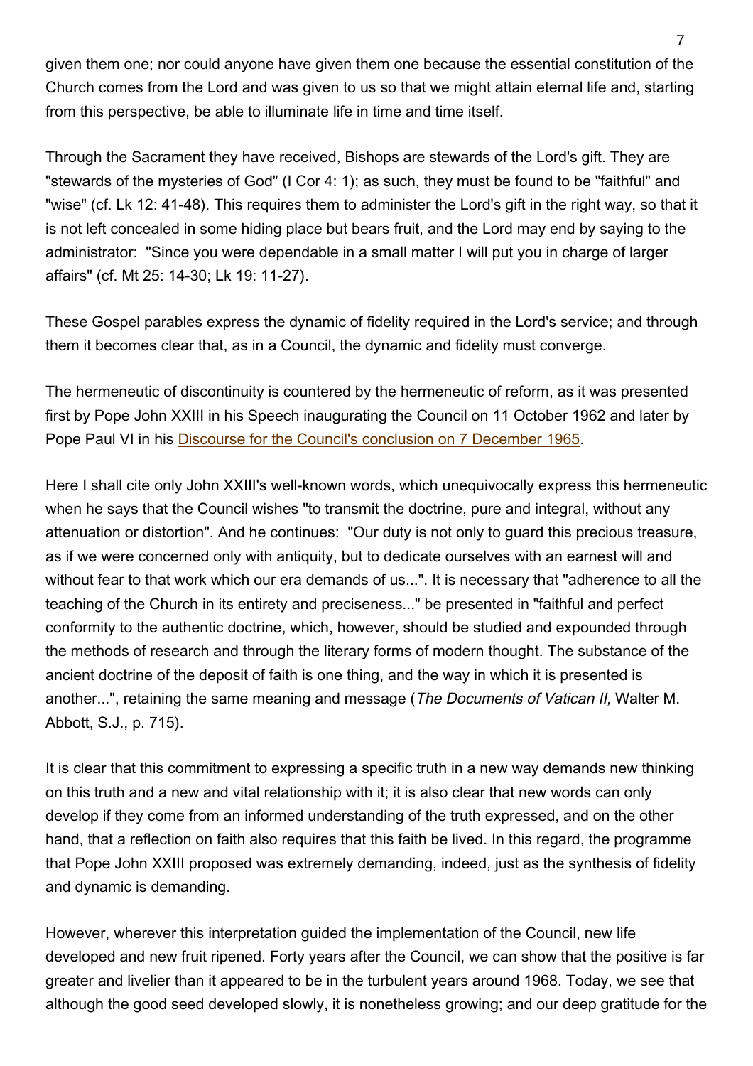given them one; nor could anyone have given them one because the essential constitution of the Church comes from the Lord and was given to us so that we might attain eternal life and, starting from this perspective, be able to illuminate life in time and time itself.

Through the Sacrament they have received, Bishops are stewards of the Lord's gift. They are "stewards of the mysteries of God" (I Cor 4: 1); as such, they must be found to be "faithful" and "wise" (cf. Lk 12: 41-48). This requires them to administer the Lord's gift in the right way, so that it is not left concealed in some hiding place but bears fruit, and the Lord may end by saying to the administrator: "Since you were dependable in a small matter I will put you in charge of larger affairs" (cf. Mt 25: 14-30; Lk 19: 11-27).

These Gospel parables express the dynamic of fidelity required in the Lord's service; and through them it becomes clear that, as in a Council, the dynamic and fidelity must converge.

The hermeneutic of discontinuity is countered by the hermeneutic of reform, as it was presented first by Pope John XXIII in his Speech inaugurating the Council on 11 October 1962 and later by Pope Paul VI in his Discourse for the Council's conclusion on 7 December 1965.

Here I shall cite only John XXIII's well-known words, which unequivocally express this hermeneutic when he says that the Council wishes "to transmit the doctrine, pure and integral, without any attenuation or distortion". And he continues: "Our duty is not only to guard this precious treasure, as if we were concerned only with antiquity, but to dedicate ourselves with an earnest will and without fear to that work which our era demands of us...". It is necessary that "adherence to all the teaching of the Church in its entirety and preciseness..." be presented in "faithful and perfect conformity to the authentic doctrine, which, however, should be studied and expounded through the methods of research and through the literary forms of modern thought. The substance of the ancient doctrine of the deposit of faith is one thing, and the way in which it is presented is another...", retaining the same meaning and message (*The Documents of Vatican II,* Walter M. Abbott, S.J., p. 715).

It is clear that this commitment to expressing a specific truth in a new way demands new thinking on this truth and a new and vital relationship with it; it is also clear that new words can only develop if they come from an informed understanding of the truth expressed, and on the other hand, that a reflection on faith also requires that this faith be lived. In this regard, the programme that Pope John XXIII proposed was extremely demanding, indeed, just as the synthesis of fidelity and dynamic is demanding.

However, wherever this interpretation guided the implementation of the Council, new life developed and new fruit ripened. Forty years after the Council, we can show that the positive is far greater and livelier than it appeared to be in the turbulent years around 1968. Today, we see that although the good seed developed slowly, it is nonetheless growing; and our deep gratitude for the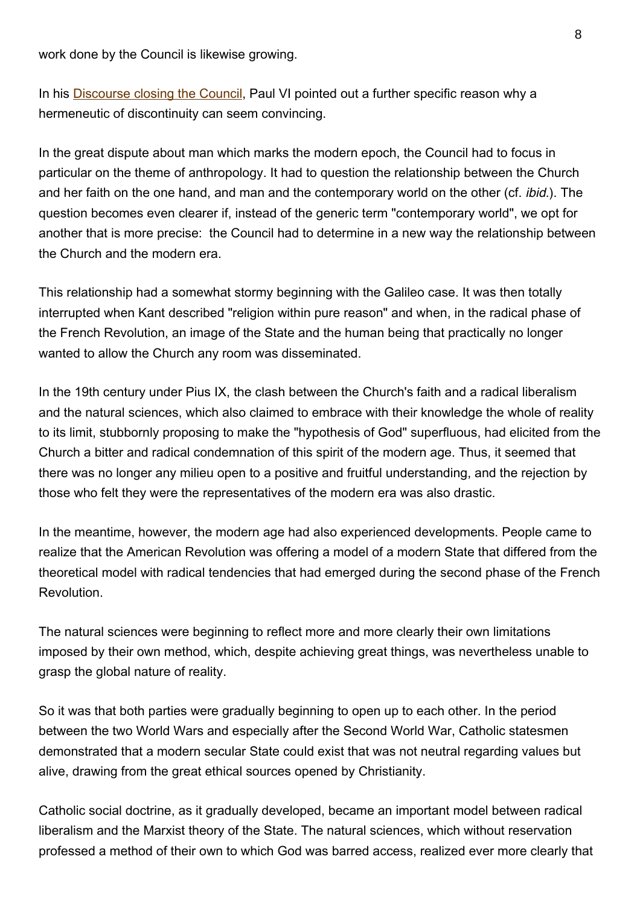work done by the Council is likewise growing.

In his Discourse closing the Council, Paul VI pointed out a further specific reason why a hermeneutic of discontinuity can seem convincing.

In the great dispute about man which marks the modern epoch, the Council had to focus in particular on the theme of anthropology. It had to question the relationship between the Church and her faith on the one hand, and man and the contemporary world on the other (cf. *ibid.*). The question becomes even clearer if, instead of the generic term "contemporary world", we opt for another that is more precise: the Council had to determine in a new way the relationship between the Church and the modern era.

This relationship had a somewhat stormy beginning with the Galileo case. It was then totally interrupted when Kant described "religion within pure reason" and when, in the radical phase of the French Revolution, an image of the State and the human being that practically no longer wanted to allow the Church any room was disseminated.

In the 19th century under Pius IX, the clash between the Church's faith and a radical liberalism and the natural sciences, which also claimed to embrace with their knowledge the whole of reality to its limit, stubbornly proposing to make the "hypothesis of God" superfluous, had elicited from the Church a bitter and radical condemnation of this spirit of the modern age. Thus, it seemed that there was no longer any milieu open to a positive and fruitful understanding, and the rejection by those who felt they were the representatives of the modern era was also drastic.

In the meantime, however, the modern age had also experienced developments. People came to realize that the American Revolution was offering a model of a modern State that differed from the theoretical model with radical tendencies that had emerged during the second phase of the French Revolution.

The natural sciences were beginning to reflect more and more clearly their own limitations imposed by their own method, which, despite achieving great things, was nevertheless unable to grasp the global nature of reality.

So it was that both parties were gradually beginning to open up to each other. In the period between the two World Wars and especially after the Second World War, Catholic statesmen demonstrated that a modern secular State could exist that was not neutral regarding values but alive, drawing from the great ethical sources opened by Christianity.

Catholic social doctrine, as it gradually developed, became an important model between radical liberalism and the Marxist theory of the State. The natural sciences, which without reservation professed a method of their own to which God was barred access, realized ever more clearly that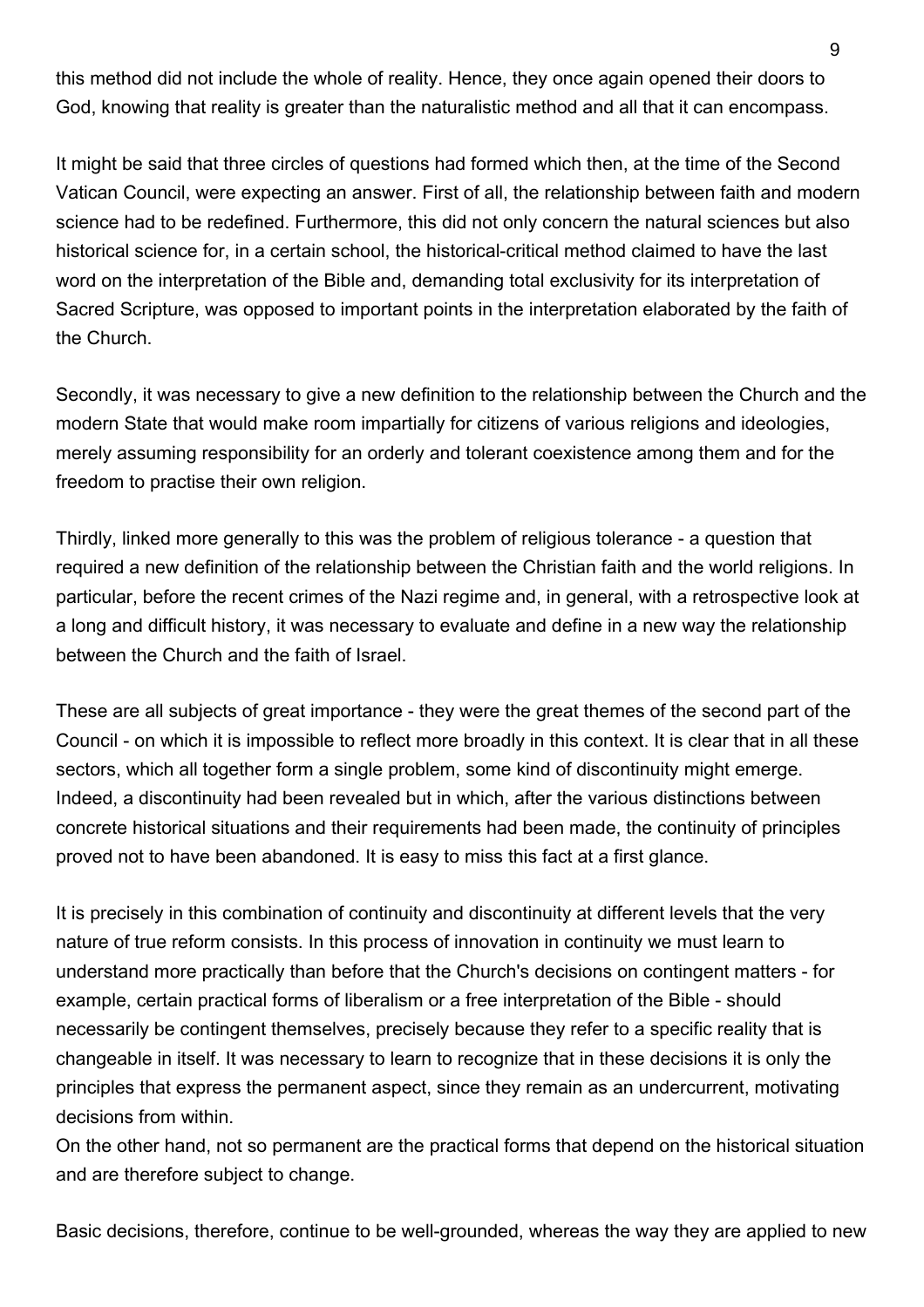this method did not include the whole of reality. Hence, they once again opened their doors to God, knowing that reality is greater than the naturalistic method and all that it can encompass.

It might be said that three circles of questions had formed which then, at the time of the Second Vatican Council, were expecting an answer. First of all, the relationship between faith and modern science had to be redefined. Furthermore, this did not only concern the natural sciences but also historical science for, in a certain school, the historical-critical method claimed to have the last word on the interpretation of the Bible and, demanding total exclusivity for its interpretation of Sacred Scripture, was opposed to important points in the interpretation elaborated by the faith of the Church.

Secondly, it was necessary to give a new definition to the relationship between the Church and the modern State that would make room impartially for citizens of various religions and ideologies, merely assuming responsibility for an orderly and tolerant coexistence among them and for the freedom to practise their own religion.

Thirdly, linked more generally to this was the problem of religious tolerance - a question that required a new definition of the relationship between the Christian faith and the world religions. In particular, before the recent crimes of the Nazi regime and, in general, with a retrospective look at a long and difficult history, it was necessary to evaluate and define in a new way the relationship between the Church and the faith of Israel.

These are all subjects of great importance - they were the great themes of the second part of the Council - on which it is impossible to reflect more broadly in this context. It is clear that in all these sectors, which all together form a single problem, some kind of discontinuity might emerge. Indeed, a discontinuity had been revealed but in which, after the various distinctions between concrete historical situations and their requirements had been made, the continuity of principles proved not to have been abandoned. It is easy to miss this fact at a first glance.

It is precisely in this combination of continuity and discontinuity at different levels that the very nature of true reform consists. In this process of innovation in continuity we must learn to understand more practically than before that the Church's decisions on contingent matters - for example, certain practical forms of liberalism or a free interpretation of the Bible - should necessarily be contingent themselves, precisely because they refer to a specific reality that is changeable in itself. It was necessary to learn to recognize that in these decisions it is only the principles that express the permanent aspect, since they remain as an undercurrent, motivating decisions from within.
On the other hand, not so permanent are the practical forms that depend on the historical situation and are therefore subject to change.

Basic decisions, therefore, continue to be well-grounded, whereas the way they are applied to new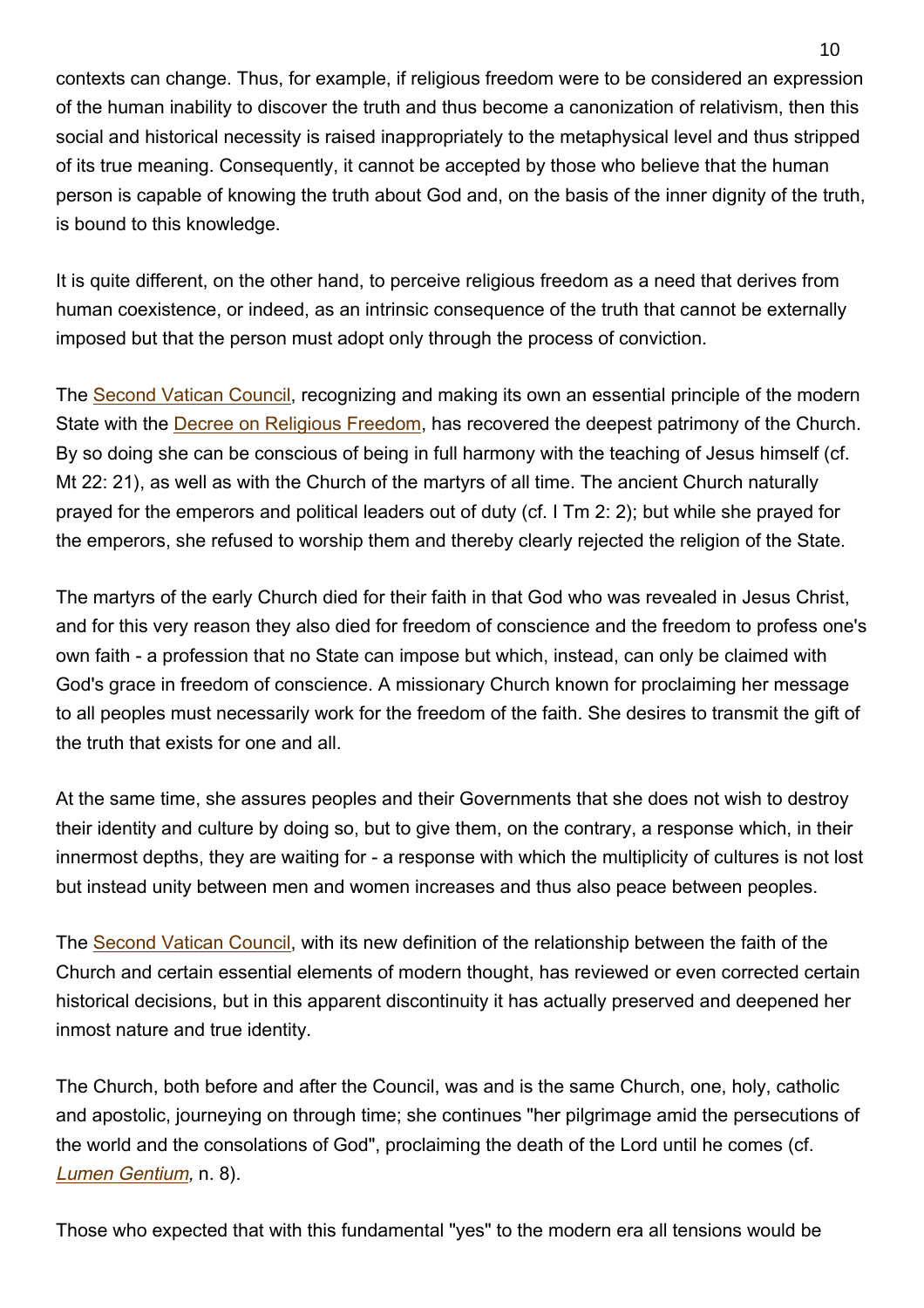contexts can change. Thus, for example, if religious freedom were to be considered an expression of the human inability to discover the truth and thus become a canonization of relativism, then this social and historical necessity is raised inappropriately to the metaphysical level and thus stripped of its true meaning. Consequently, it cannot be accepted by those who believe that the human person is capable of knowing the truth about God and, on the basis of the inner dignity of the truth, is bound to this knowledge.

It is quite different, on the other hand, to perceive religious freedom as a need that derives from human coexistence, or indeed, as an intrinsic consequence of the truth that cannot be externally imposed but that the person must adopt only through the process of conviction.

The Second Vatican Council, recognizing and making its own an essential principle of the modern State with the Decree on Religious Freedom, has recovered the deepest patrimony of the Church. By so doing she can be conscious of being in full harmony with the teaching of Jesus himself (cf. Mt 22: 21), as well as with the Church of the martyrs of all time. The ancient Church naturally prayed for the emperors and political leaders out of duty (cf. I Tm 2: 2); but while she prayed for the emperors, she refused to worship them and thereby clearly rejected the religion of the State.

The martyrs of the early Church died for their faith in that God who was revealed in Jesus Christ, and for this very reason they also died for freedom of conscience and the freedom to profess one's own faith - a profession that no State can impose but which, instead, can only be claimed with God's grace in freedom of conscience. A missionary Church known for proclaiming her message to all peoples must necessarily work for the freedom of the faith. She desires to transmit the gift of the truth that exists for one and all.

At the same time, she assures peoples and their Governments that she does not wish to destroy their identity and culture by doing so, but to give them, on the contrary, a response which, in their innermost depths, they are waiting for - a response with which the multiplicity of cultures is not lost but instead unity between men and women increases and thus also peace between peoples.

The Second Vatican Council, with its new definition of the relationship between the faith of the Church and certain essential elements of modern thought, has reviewed or even corrected certain historical decisions, but in this apparent discontinuity it has actually preserved and deepened her inmost nature and true identity.

The Church, both before and after the Council, was and is the same Church, one, holy, catholic and apostolic, journeying on through time; she continues "her pilgrimage amid the persecutions of the world and the consolations of God", proclaiming the death of the Lord until he comes (cf. *Lumen Gentium,* n. 8).

Those who expected that with this fundamental "yes" to the modern era all tensions would be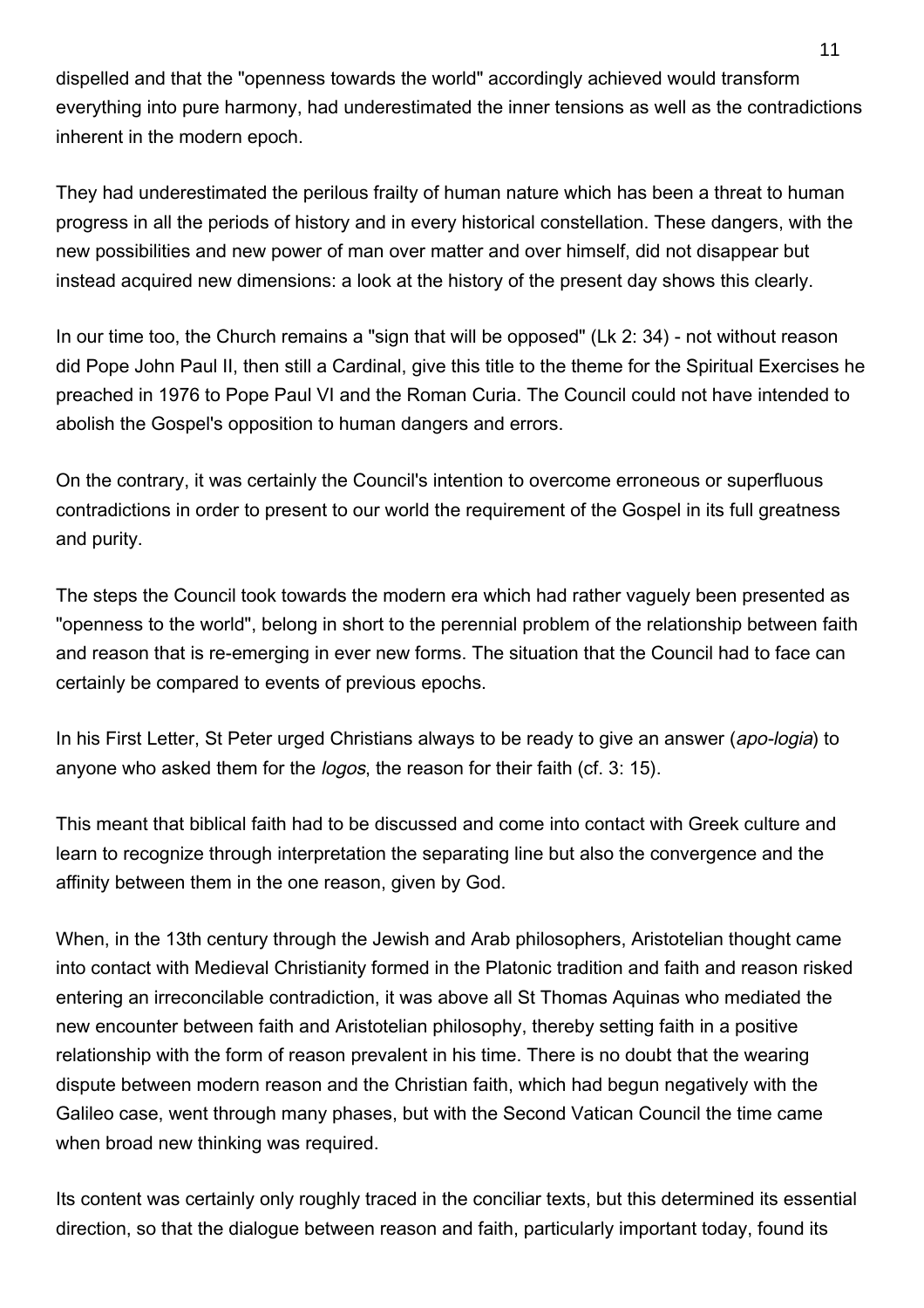dispelled and that the "openness towards the world" accordingly achieved would transform everything into pure harmony, had underestimated the inner tensions as well as the contradictions inherent in the modern epoch.

They had underestimated the perilous frailty of human nature which has been a threat to human progress in all the periods of history and in every historical constellation. These dangers, with the new possibilities and new power of man over matter and over himself, did not disappear but instead acquired new dimensions: a look at the history of the present day shows this clearly.

In our time too, the Church remains a "sign that will be opposed" (Lk 2: 34) - not without reason did Pope John Paul II, then still a Cardinal, give this title to the theme for the Spiritual Exercises he preached in 1976 to Pope Paul VI and the Roman Curia. The Council could not have intended to abolish the Gospel's opposition to human dangers and errors.

On the contrary, it was certainly the Council's intention to overcome erroneous or superfluous contradictions in order to present to our world the requirement of the Gospel in its full greatness and purity.

The steps the Council took towards the modern era which had rather vaguely been presented as "openness to the world", belong in short to the perennial problem of the relationship between faith and reason that is re-emerging in ever new forms. The situation that the Council had to face can certainly be compared to events of previous epochs.

In his First Letter, St Peter urged Christians always to be ready to give an answer (*apo-logia*) to anyone who asked them for the *logos*, the reason for their faith (cf. 3: 15).

This meant that biblical faith had to be discussed and come into contact with Greek culture and learn to recognize through interpretation the separating line but also the convergence and the affinity between them in the one reason, given by God.

When, in the 13th century through the Jewish and Arab philosophers, Aristotelian thought came into contact with Medieval Christianity formed in the Platonic tradition and faith and reason risked entering an irreconcilable contradiction, it was above all St Thomas Aquinas who mediated the new encounter between faith and Aristotelian philosophy, thereby setting faith in a positive relationship with the form of reason prevalent in his time. There is no doubt that the wearing dispute between modern reason and the Christian faith, which had begun negatively with the Galileo case, went through many phases, but with the Second Vatican Council the time came when broad new thinking was required.

Its content was certainly only roughly traced in the conciliar texts, but this determined its essential direction, so that the dialogue between reason and faith, particularly important today, found its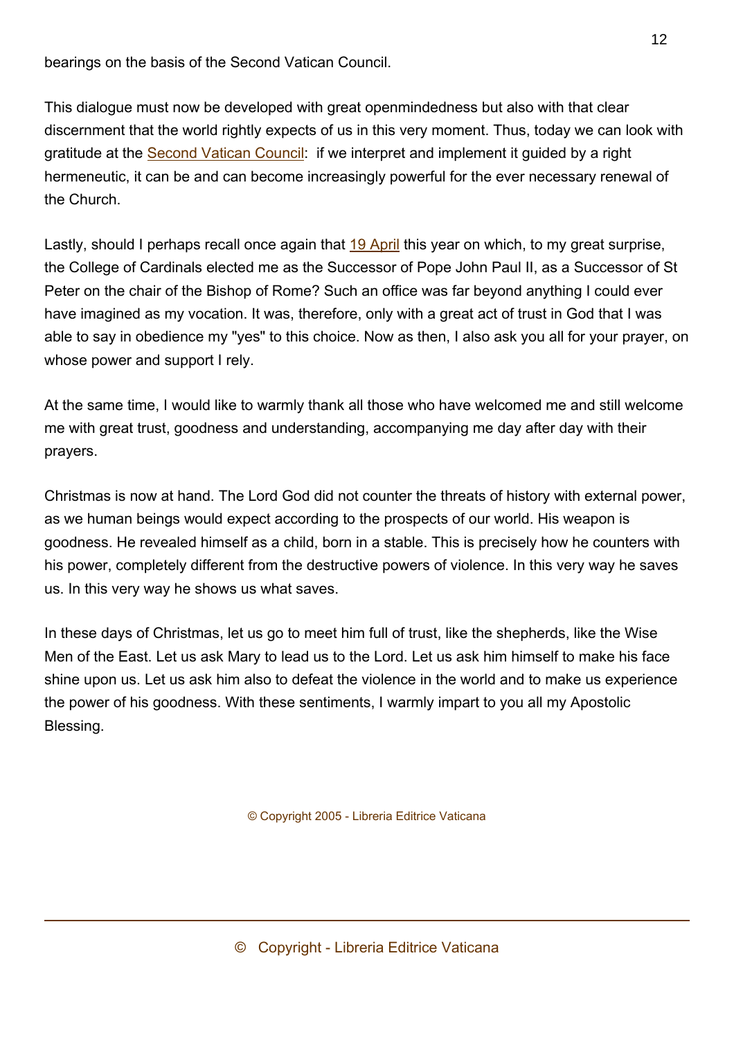bearings on the basis of the Second Vatican Council.

This dialogue must now be developed with great openmindedness but also with that clear discernment that the world rightly expects of us in this very moment. Thus, today we can look with gratitude at the Second Vatican Council: if we interpret and implement it guided by a right hermeneutic, it can be and can become increasingly powerful for the ever necessary renewal of the Church.

Lastly, should I perhaps recall once again that 19 April this year on which, to my great surprise, the College of Cardinals elected me as the Successor of Pope John Paul II, as a Successor of St Peter on the chair of the Bishop of Rome? Such an office was far beyond anything I could ever have imagined as my vocation. It was, therefore, only with a great act of trust in God that I was able to say in obedience my "yes" to this choice. Now as then, I also ask you all for your prayer, on whose power and support I rely.

At the same time, I would like to warmly thank all those who have welcomed me and still welcome me with great trust, goodness and understanding, accompanying me day after day with their prayers.

Christmas is now at hand. The Lord God did not counter the threats of history with external power, as we human beings would expect according to the prospects of our world. His weapon is goodness. He revealed himself as a child, born in a stable. This is precisely how he counters with his power, completely different from the destructive powers of violence. In this very way he saves us. In this very way he shows us what saves.

In these days of Christmas, let us go to meet him full of trust, like the shepherds, like the Wise Men of the East. Let us ask Mary to lead us to the Lord. Let us ask him himself to make his face shine upon us. Let us ask him also to defeat the violence in the world and to make us experience the power of his goodness. With these sentiments, I warmly impart to you all my Apostolic Blessing.

© Copyright 2005 - Libreria Editrice Vaticana